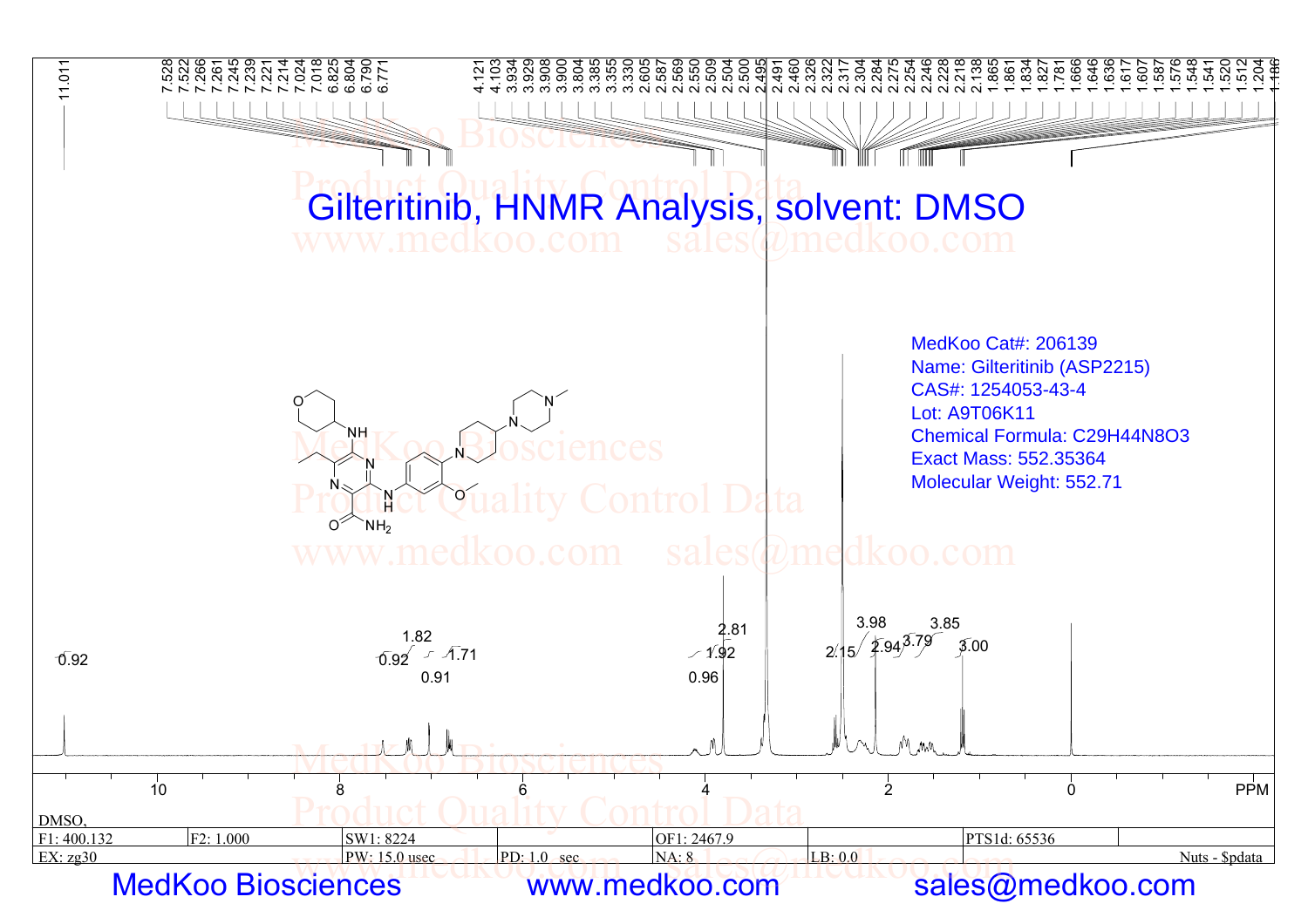# Gilteritinib, HNMR Analysis, solvent: DMSO

MedKoo Cat#: 206139
Name: Gilteritinib (ASP2215)
CAS#: 1254053-43-4
Lot: A9T06K11
Chemical Formula: C29H44N8O3
Exact Mass: 552.35364
Molecular Weight: 552.71

Peak labels (ppm): 11.011, 7.528, 7.522, 7.266, 7.261, 7.245, 7.239, 7.221, 7.214, 7.024, 7.018, 6.825, 6.804, 6.790, 6.771, 4.121, 4.103, 3.934, 3.929, 3.908, 3.900, 3.804, 3.385, 3.355, 3.330, 2.605, 2.587, 2.569, 2.550, 2.509, 2.504, 2.500, 2.495, 2.491, 2.460, 2.326, 2.322, 2.317, 2.304, 2.284, 2.275, 2.254, 2.246, 2.228, 2.218, 2.138, 1.865, 1.861, 1.834, 1.827, 1.781, 1.666, 1.646, 1.636, 1.617, 1.607, 1.587, 1.576, 1.548, 1.541, 1.520, 1.512, 1.204, 1.186

Integrals: 0.92, 0.92, 1.82, 0.91, 1.71, 0.96, 1.92, 2.81, 2.15, 3.98, 2.94, 3.79, 3.85, 3.00

| DMSO, | | | | | | |
|---|---|---|---|---|---|---|
| F1: 400.132 | F2: 1.000 | SW1: 8224 | | OF1: 2467.9 | | PTS1d: 65536 |
| EX: zg30 | | PW: 15.0 usec | PD: 1.0 sec | NA: 8 | LB: 0.0 | Nuts - $pdata |

MedKoo Biosciences www.medkoo.com sales@medkoo.com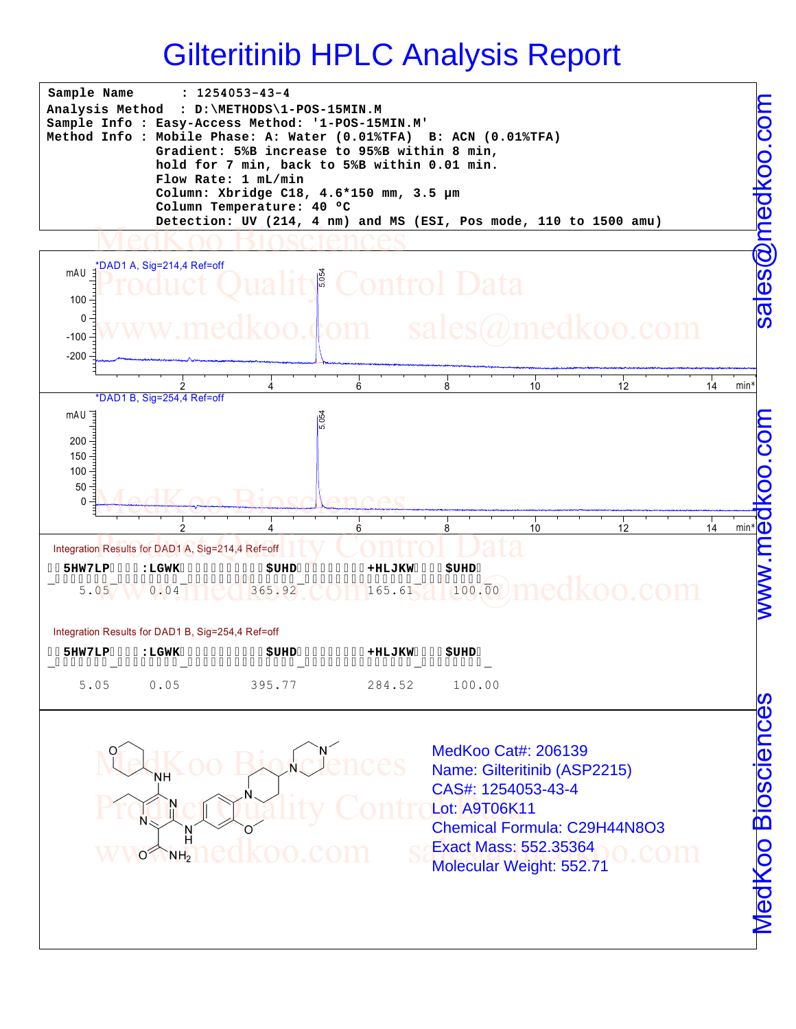# Gilteritinib HPLC Analysis Report

```
Sample Name      : 1254053-43-4
Analysis Method  : D:\METHODS\1-POS-15MIN.M
Sample Info : Easy-Access Method: '1-POS-15MIN.M'
Method Info : Mobile Phase: A: Water (0.01%TFA)  B: ACN (0.01%TFA)
              Gradient: 5%B increase to 95%B within 8 min,
              hold for 7 min, back to 5%B within 0.01 min.
              Flow Rate: 1 mL/min
              Column: Xbridge C18, 4.6*150 mm, 3.5 µm
              Column Temperature: 40 ºC
              Detection: UV (214, 4 nm) and MS (ESI, Pos mode, 110 to 1500 amu)
```

*DAD1 A, Sig=214,4 Ref=off

*DAD1 B, Sig=254,4 Ref=off

Integration Results for DAD1 A, Sig=214,4 Ref=off

| RetTime | Width | Area | Height | Area% |
|---|---|---|---|---|
| 5.05 | 0.04 | 365.92 | 165.61 | 100.00 |

Integration Results for DAD1 B, Sig=254,4 Ref=off

| RetTime | Width | Area | Height | Area% |
|---|---|---|---|---|
| 5.05 | 0.05 | 395.77 | 284.52 | 100.00 |

MedKoo Cat#: 206139
Name: Gilteritinib (ASP2215)
CAS#: 1254053-43-4
Lot: A9T06K11
Chemical Formula: $C_{29}H_{44}N_8O_3$
Exact Mass: 552.35364
Molecular Weight: 552.71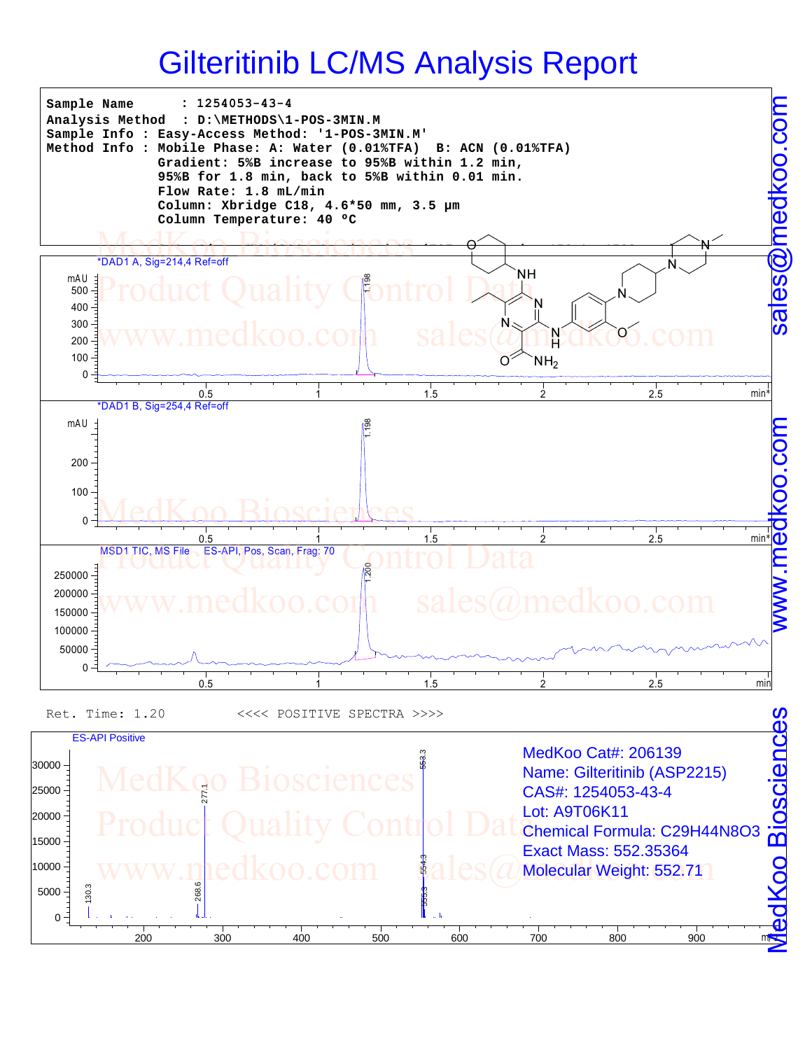# Gilteritinib LC/MS Analysis Report

```
Sample Name      : 1254053-43-4
Analysis Method  : D:\METHODS\1-POS-3MIN.M
Sample Info : Easy-Access Method: '1-POS-3MIN.M'
Method Info : Mobile Phase: A: Water (0.01%TFA)  B: ACN (0.01%TFA)
              Gradient: 5%B increase to 95%B within 1.2 min,
              95%B for 1.8 min, back to 5%B within 0.01 min.
              Flow Rate: 1.8 mL/min
              Column: Xbridge C18, 4.6*50 mm, 3.5 µm
              Column Temperature: 40 ºC
```

*DAD1 A, Sig=214,4 Ref=off

mAU
500
400
300
200
100
0
1.198
0.5 1 1.5 2 2.5 min*

*DAD1 B, Sig=254,4 Ref=off

mAU
200
100
0
1.198
0.5 1 1.5 2 2.5 min*

MSD1 TIC, MS File ES-API, Pos, Scan, Frag: 70

250000
200000
150000
100000
50000
0
1.200
0.5 1 1.5 2 2.5 min

Ret. Time: 1.20 <<<< POSITIVE SPECTRA >>>>

ES-API Positive

30000
25000
20000
15000
10000
5000
0
130.3 268.6 277.1 553.3 554.3 555.3
200 300 400 500 600 700 800 900 m/z

MedKoo Cat#: 206139
Name: Gilteritinib (ASP2215)
CAS#: 1254053-43-4
Lot: A9T06K11
Chemical Formula: $C_{29}H_{44}N_8O_3$
Exact Mass: 552.35364
Molecular Weight: 552.71